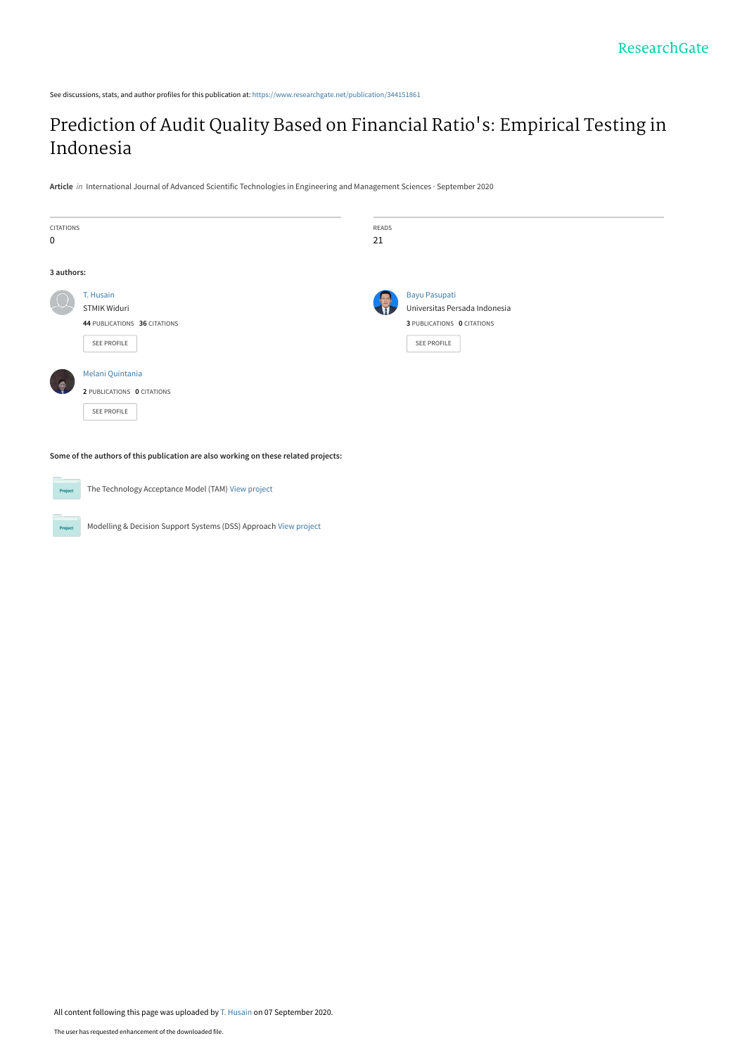See discussions, stats, and author profiles for this publication at: https://www.researchgate.net/publication/344151861

# Prediction of Audit Quality Based on Financial Ratio's: Empirical Testing in Indonesia

**Article** *in* International Journal of Advanced Scientific Technologies in Engineering and Management Sciences · September 2020

CITATIONS
0

READS
21

**3 authors:**

T. Husain
STMIK Widuri
**44** PUBLICATIONS **36** CITATIONS
SEE PROFILE

Bayu Pasupati
Universitas Persada Indonesia
**3** PUBLICATIONS **0** CITATIONS
SEE PROFILE

Melani Quintania
**2** PUBLICATIONS **0** CITATIONS
SEE PROFILE

**Some of the authors of this publication are also working on these related projects:**

Project: The Technology Acceptance Model (TAM) View project

Project: Modelling & Decision Support Systems (DSS) Approach View project

All content following this page was uploaded by T. Husain on 07 September 2020.

The user has requested enhancement of the downloaded file.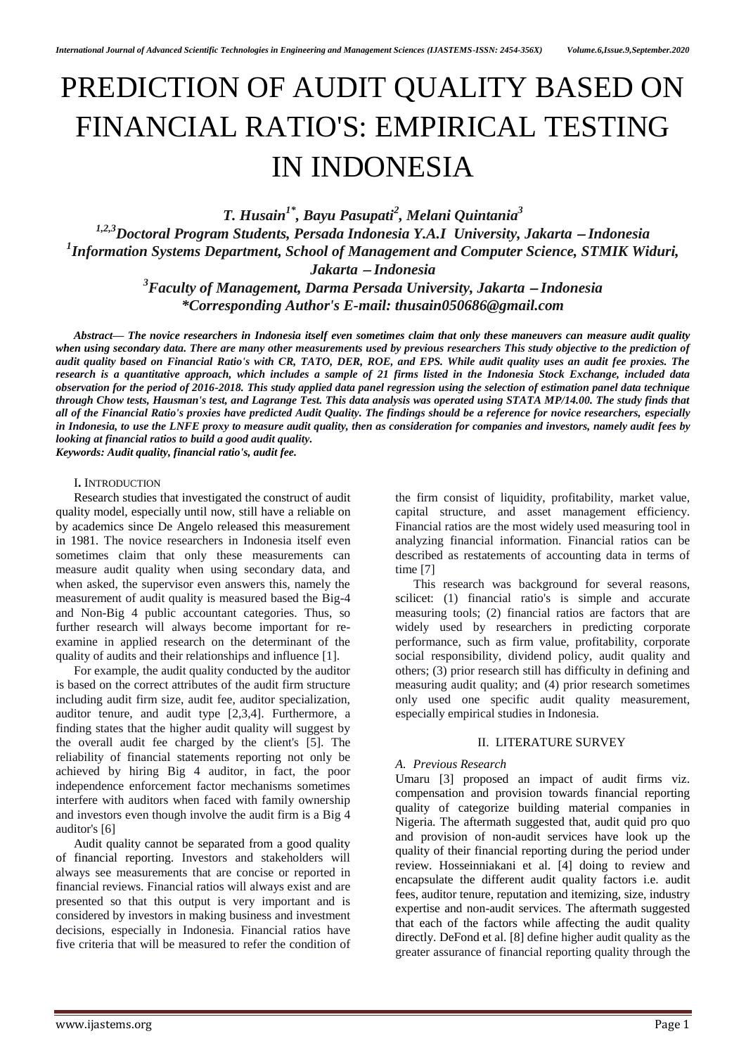# PREDICTION OF AUDIT QUALITY BASED ON FINANCIAL RATIO'S: EMPIRICAL TESTING IN INDONESIA

***T. Husain[1*], Bayu Pasupati[2], Melani Quintania[3]***

***[1,2,3]Doctoral Program Students, Persada Indonesia Y.A.I University, Jakarta – Indonesia***

***[1]Information Systems Department, School of Management and Computer Science, STMIK Widuri, Jakarta – Indonesia***

***[3]Faculty of Management, Darma Persada University, Jakarta – Indonesia***

***\*Corresponding Author's E-mail: thusain050686@gmail.com***

***Abstract— The novice researchers in Indonesia itself even sometimes claim that only these maneuvers can measure audit quality when using secondary data. There are many other measurements used by previous researchers This study objective to the prediction of audit quality based on Financial Ratio's with CR, TATO, DER, ROE, and EPS. While audit quality uses an audit fee proxies. The research is a quantitative approach, which includes a sample of 21 firms listed in the Indonesia Stock Exchange, included data observation for the period of 2016-2018. This study applied data panel regression using the selection of estimation panel data technique through Chow tests, Hausman's test, and Lagrange Test. This data analysis was operated using STATA MP/14.00. The study finds that all of the Financial Ratio's proxies have predicted Audit Quality. The findings should be a reference for novice researchers, especially in Indonesia, to use the LNFE proxy to measure audit quality, then as consideration for companies and investors, namely audit fees by looking at financial ratios to build a good audit quality.***

***Keywords: Audit quality, financial ratio's, audit fee.***

## I. INTRODUCTION

Research studies that investigated the construct of audit quality model, especially until now, still have a reliable on by academics since De Angelo released this measurement in 1981. The novice researchers in Indonesia itself even sometimes claim that only these measurements can measure audit quality when using secondary data, and when asked, the supervisor even answers this, namely the measurement of audit quality is measured based the Big-4 and Non-Big 4 public accountant categories. Thus, so further research will always become important for re-examine in applied research on the determinant of the quality of audits and their relationships and influence [1].

For example, the audit quality conducted by the auditor is based on the correct attributes of the audit firm structure including audit firm size, audit fee, auditor specialization, auditor tenure, and audit type [2,3,4]. Furthermore, a finding states that the higher audit quality will suggest by the overall audit fee charged by the client's [5]. The reliability of financial statements reporting not only be achieved by hiring Big 4 auditor, in fact, the poor independence enforcement factor mechanisms sometimes interfere with auditors when faced with family ownership and investors even though involve the audit firm is a Big 4 auditor's [6]

Audit quality cannot be separated from a good quality of financial reporting. Investors and stakeholders will always see measurements that are concise or reported in financial reviews. Financial ratios will always exist and are presented so that this output is very important and is considered by investors in making business and investment decisions, especially in Indonesia. Financial ratios have five criteria that will be measured to refer the condition of the firm consist of liquidity, profitability, market value, capital structure, and asset management efficiency. Financial ratios are the most widely used measuring tool in analyzing financial information. Financial ratios can be described as restatements of accounting data in terms of time [7]

This research was background for several reasons, scilicet: (1) financial ratio's is simple and accurate measuring tools; (2) financial ratios are factors that are widely used by researchers in predicting corporate performance, such as firm value, profitability, corporate social responsibility, dividend policy, audit quality and others; (3) prior research still has difficulty in defining and measuring audit quality; and (4) prior research sometimes only used one specific audit quality measurement, especially empirical studies in Indonesia.

## II. LITERATURE SURVEY

### *A. Previous Research*

Umaru [3] proposed an impact of audit firms viz. compensation and provision towards financial reporting quality of categorize building material companies in Nigeria. The aftermath suggested that, audit quid pro quo and provision of non-audit services have look up the quality of their financial reporting during the period under review. Hosseinniakani et al. [4] doing to review and encapsulate the different audit quality factors i.e. audit fees, auditor tenure, reputation and itemizing, size, industry expertise and non-audit services. The aftermath suggested that each of the factors while affecting the audit quality directly. DeFond et al. [8] define higher audit quality as the greater assurance of financial reporting quality through the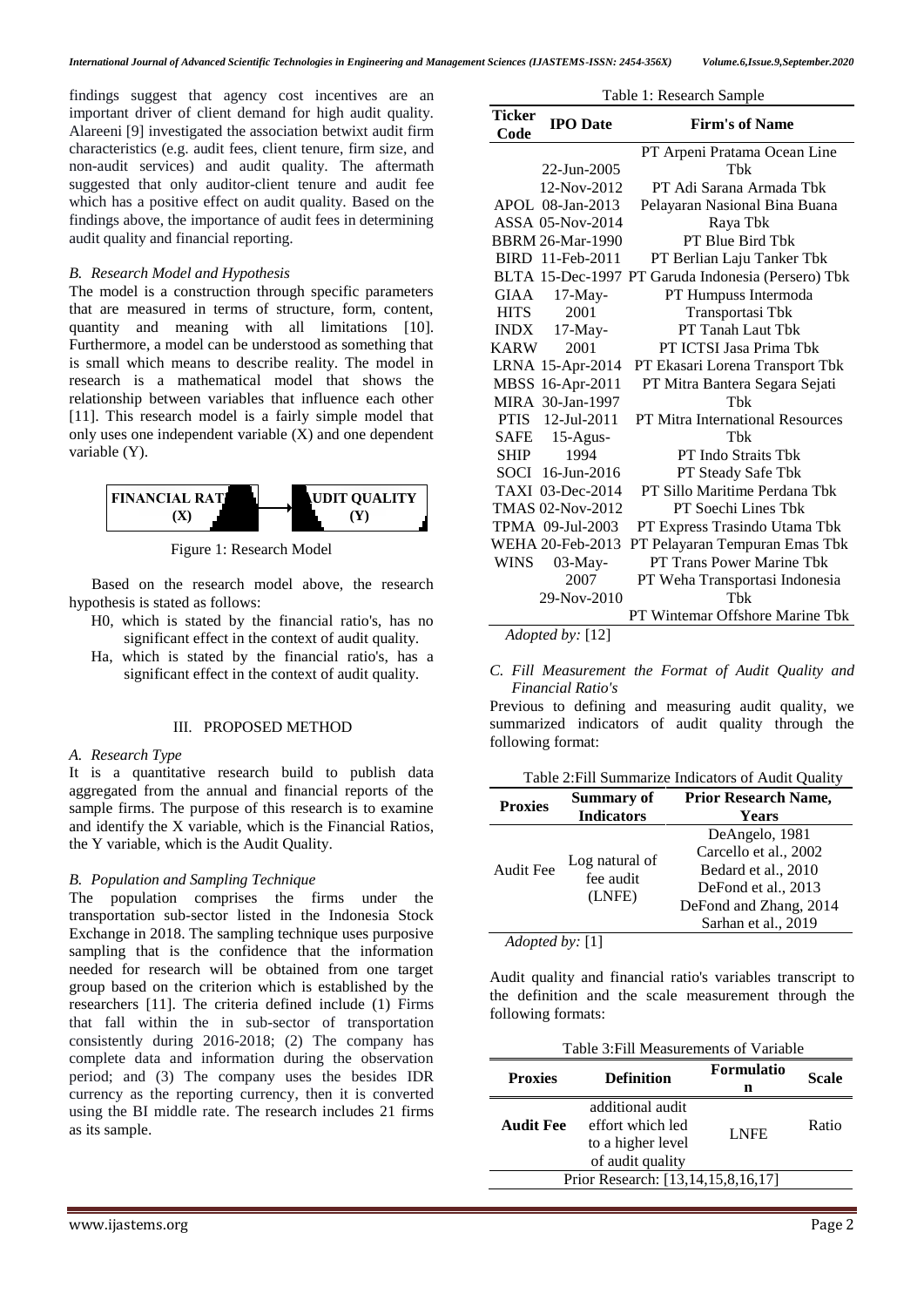findings suggest that agency cost incentives are an important driver of client demand for high audit quality. Alareeni [9] investigated the association betwixt audit firm characteristics (e.g. audit fees, client tenure, firm size, and non-audit services) and audit quality. The aftermath suggested that only auditor-client tenure and audit fee which has a positive effect on audit quality. Based on the findings above, the importance of audit fees in determining audit quality and financial reporting.

### *B. Research Model and Hypothesis*

The model is a construction through specific parameters that are measured in terms of structure, form, content, quantity and meaning with all limitations [10]. Furthermore, a model can be understood as something that is small which means to describe reality. The model in research is a mathematical model that shows the relationship between variables that influence each other [11]. This research model is a fairly simple model that only uses one independent variable (X) and one dependent variable (Y).

**FINANCIAL RAT (X)** → **UDIT QUALITY (Y)**

Figure 1: Research Model

Based on the research model above, the research hypothesis is stated as follows:

- H0, which is stated by the financial ratio's, has no significant effect in the context of audit quality.
- Ha, which is stated by the financial ratio's, has a significant effect in the context of audit quality.

## III. PROPOSED METHOD

### *A. Research Type*

It is a quantitative research build to publish data aggregated from the annual and financial reports of the sample firms. The purpose of this research is to examine and identify the X variable, which is the Financial Ratios, the Y variable, which is the Audit Quality.

### *B. Population and Sampling Technique*

The population comprises the firms under the transportation sub-sector listed in the Indonesia Stock Exchange in 2018. The sampling technique uses purposive sampling that is the confidence that the information needed for research will be obtained from one target group based on the criterion which is established by the researchers [11]. The criteria defined include (1) Firms that fall within the in sub-sector of transportation consistently during 2016-2018; (2) The company has complete data and information during the observation period; and (3) The company uses the besides IDR currency as the reporting currency, then it is converted using the BI middle rate. The research includes 21 firms as its sample.

Table 1: Research Sample

| Ticker Code | IPO Date | Firm's of Name |
|---|---|---|
| | | PT Arpeni Pratama Ocean Line |
| | 22-Jun-2005 | Tbk |
| | 12-Nov-2012 | PT Adi Sarana Armada Tbk |
| APOL | 08-Jan-2013 | Pelayaran Nasional Bina Buana |
| ASSA | 05-Nov-2014 | Raya Tbk |
| BBRM | 26-Mar-1990 | PT Blue Bird Tbk |
| BIRD | 11-Feb-2011 | PT Berlian Laju Tanker Tbk |
| BLTA | 15-Dec-1997 | PT Garuda Indonesia (Persero) Tbk |
| GIAA | 17-May- | PT Humpuss Intermoda |
| HITS | 2001 | Transportasi Tbk |
| INDX | 17-May- | PT Tanah Laut Tbk |
| KARW | 2001 | PT ICTSI Jasa Prima Tbk |
| LRNA | 15-Apr-2014 | PT Ekasari Lorena Transport Tbk |
| MBSS | 16-Apr-2011 | PT Mitra Bantera Segara Sejati |
| MIRA | 30-Jan-1997 | Tbk |
| PTIS | 12-Jul-2011 | PT Mitra International Resources |
| SAFE | 15-Agus- | Tbk |
| SHIP | 1994 | PT Indo Straits Tbk |
| SOCI | 16-Jun-2016 | PT Steady Safe Tbk |
| TAXI | 03-Dec-2014 | PT Sillo Maritime Perdana Tbk |
| TMAS | 02-Nov-2012 | PT Soechi Lines Tbk |
| TPMA | 09-Jul-2003 | PT Express Trasindo Utama Tbk |
| WEHA | 20-Feb-2013 | PT Pelayaran Tempuran Emas Tbk |
| WINS | 03-May- | PT Trans Power Marine Tbk |
| | 2007 | PT Weha Transportasi Indonesia |
| | 29-Nov-2010 | Tbk |
| | | PT Wintemar Offshore Marine Tbk |

*Adopted by:* [12]

### *C. Fill Measurement the Format of Audit Quality and Financial Ratio's*

Previous to defining and measuring audit quality, we summarized indicators of audit quality through the following format:

Table 2:Fill Summarize Indicators of Audit Quality

| Proxies | Summary of Indicators | Prior Research Name, Years |
|---|---|---|
| Audit Fee | Log natural of fee audit (LNFE) | DeAngelo, 1981<br>Carcello et al., 2002<br>Bedard et al., 2010<br>DeFond et al., 2013<br>DeFond and Zhang, 2014<br>Sarhan et al., 2019 |

*Adopted by:* [1]

Audit quality and financial ratio's variables transcript to the definition and the scale measurement through the following formats:

Table 3:Fill Measurements of Variable

| Proxies | Definition | Formulation | Scale |
|---|---|---|---|
| **Audit Fee** | additional audit effort which led to a higher level of audit quality | LNFE | Ratio |
| Prior Research: [13,14,15,8,16,17] | | | |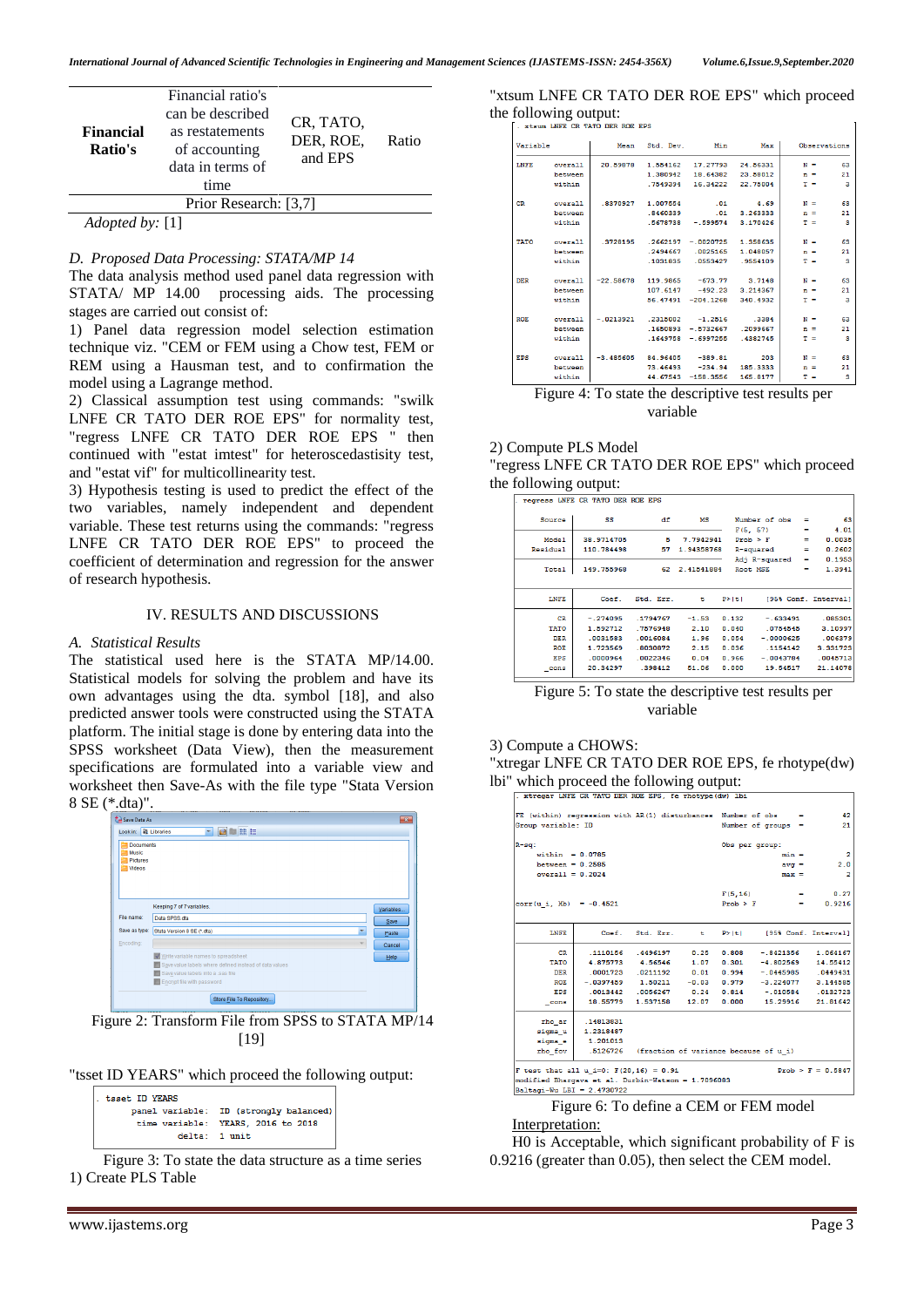| Financial Ratio's | Financial ratio's can be described as restatements of accounting data in terms of time | CR, TATO, DER, ROE, and EPS | Ratio |
|---|---|---|---|
| Prior Research: [3,7] | | | |

*Adopted by:* [1]

*D. Proposed Data Processing: STATA/MP 14*

The data analysis method used panel data regression with STATA/ MP 14.00 processing aids. The processing stages are carried out consist of:

1) Panel data regression model selection estimation technique viz. "CEM or FEM using a Chow test, FEM or REM using a Hausman test, and to confirmation the model using a Lagrange method.

2) Classical assumption test using commands: "swilk LNFE CR TATO DER ROE EPS" for normality test, "regress LNFE CR TATO DER ROE EPS " then continued with "estat imtest" for heteroscedastisity test, and "estat vif" for multicollinearity test.

3) Hypothesis testing is used to predict the effect of the two variables, namely independent and dependent variable. These test returns using the commands: "regress LNFE CR TATO DER ROE EPS" to proceed the coefficient of determination and regression for the answer of research hypothesis.

## IV. RESULTS AND DISCUSSIONS

*A. Statistical Results*

The statistical used here is the STATA MP/14.00. Statistical models for solving the problem and have its own advantages using the dta. symbol [18], and also predicted answer tools were constructed using the STATA platform. The initial stage is done by entering data into the SPSS worksheet (Data View), then the measurement specifications are formulated into a variable view and worksheet then Save-As with the file type "Stata Version 8 SE (*.dta)".

Figure 2: Transform File from SPSS to STATA MP/14 [19]

"tsset ID YEARS" which proceed the following output:

```
. tsset ID YEARS
       panel variable:  ID (strongly balanced)
        time variable:  YEARS, 2016 to 2018
                delta:  1 unit
```

Figure 3: To state the data structure as a time series

1) Create PLS Table

"xtsum LNFE CR TATO DER ROE EPS" which proceed the following output:

```
. xtsum LNFE CR TATO DER ROE EPS

Variable         |      Mean   Std. Dev.       Min        Max |    Observations
-----------------+--------------------------------------------+----------------
LNFE     overall |  20.59878   1.584162   17.27793   24.86331 |     N =      63
         between |             1.380942   18.64382   23.88012 |     n =      21
         within  |             .7849394   16.34222   22.78004 |     T =       3
                 |                                            |
CR       overall |  .8870927   1.007554        .01       4.69 |     N =      63
         between |             .8460839        .01   3.263333 |     n =      21
         within  |             .5678738   -.599574   3.170426 |     T =       3
                 |                                            |
TATO     overall |  .3728195   .2662197  -.0020725   1.358635 |     N =      63
         between |             .2494667   .0025165   1.048057 |     n =      21
         within  |             .1031835   .0553427   .9554109 |     T =       3
                 |                                            |
DER      overall | -22.58678   119.9865    -673.77     3.7148 |     N =      63
         between |             107.6147    -492.23   3.214367 |     n =      21
         within  |             56.47491  -204.1268   340.4932 |     T =       3
                 |                                            |
ROE      overall | -.0213921   .2318802    -1.2816      .3384 |     N =      63
         between |             .1650893  -.5732667   .2039667 |     n =      21
         within  |             .1649758  -.6997255   .4382745 |     T =       3
                 |                                            |
EPS      overall | -3.485605   84.96405    -389.81        203 |     N =      63
         between |             73.46493    -234.94   185.3333 |     n =      21
         within  |             44.67543  -158.3556   165.8177 |     T =       3
```

Figure 4: To state the descriptive test results per variable

2) Compute PLS Model

"regress LNFE CR TATO DER ROE EPS" which proceed the following output:

```
. regress LNFE CR TATO DER ROE EPS

      Source |       SS           df       MS      Number of obs   =        63
-------------+----------------------------------   F(5, 57)        =      4.01
       Model |  38.9714705         5  7.7942941    Prob > F        =    0.0035
    Residual |  110.784498        57  1.94358768   R-squared       =    0.2602
-------------+----------------------------------   Adj R-squared   =    0.1953
       Total |  149.755968        62  2.41541884   Root MSE        =    1.3941

------------------------------------------------------------------------------
        LNFE |      Coef.   Std. Err.      t    P>|t|     [95% Conf. Interval]
-------------+----------------------------------------------------------------
          CR |   -.274095   .1794767    -1.53   0.132     -.633491     .085301
        TATO |   1.592712   .7576948     2.10   0.040     .0754545     3.10997
         DER |   .0031583   .0016084     1.96   0.054    -.0000625     .006379
         ROE |   1.723569   .8030872     2.15   0.036     .1154142    3.331723
         EPS |   .0000964   .0022346     0.04   0.966    -.0043784    .0045713
       _cons |   20.34297    .398412    51.06   0.000     19.54517    21.14078
------------------------------------------------------------------------------
```

Figure 5: To state the descriptive test results per variable

3) Compute a CHOWS:

"xtregar LNFE CR TATO DER ROE EPS, fe rhotype(dw) lbi" which proceed the following output:

```
. xtregar LNFE CR TATO DER ROE EPS, fe rhotype(dw) lbi

FE (within) regression with AR(1) disturbances  Number of obs      =        42
Group variable: ID                              Number of groups   =        21

R-sq:                                           Obs per group:
     within  = 0.0785                                          min =         2
     between = 0.2585                                          avg =       2.0
     overall = 0.2024                                          max =         2

                                                F(5,16)            =      0.27
corr(u_i, Xb)  = -0.4521                        Prob > F           =    0.9216

------------------------------------------------------------------------------
        LNFE |      Coef.   Std. Err.      t    P>|t|     [95% Conf. Interval]
-------------+----------------------------------------------------------------
          CR |   .1110156   .4496197     0.25   0.808    -.8421356    1.064167
        TATO |   4.875773    4.56546     1.07   0.301    -4.802569    14.55412
         DER |   .0001723   .0211192     0.01   0.994    -.0445985    .0449431
         ROE |  -.0397459    1.50211    -0.03   0.979    -3.224077    3.144585
         EPS |   .0013442   .0056267     0.24   0.814     -.010584    .0132723
       _cons |   18.55779   1.537158    12.07   0.000     15.29916    21.81642
-------------+----------------------------------------------------------------
      rho_ar |  .14813631
     sigma_u |  1.2318487
     sigma_e |   1.201013
     rho_fov |   .5126726   (fraction of variance because of u_i)
------------------------------------------------------------------------------
F test that all u_i=0: F(20,16) = 0.91                       Prob > F = 0.5847
modified Bhargava et al. Durbin-Watson = 1.7096083
Baltagi-Wu LBI = 2.4730722
```

Figure 6: To define a CEM or FEM model

Interpretation:

H0 is Acceptable, which significant probability of F is 0.9216 (greater than 0.05), then select the CEM model.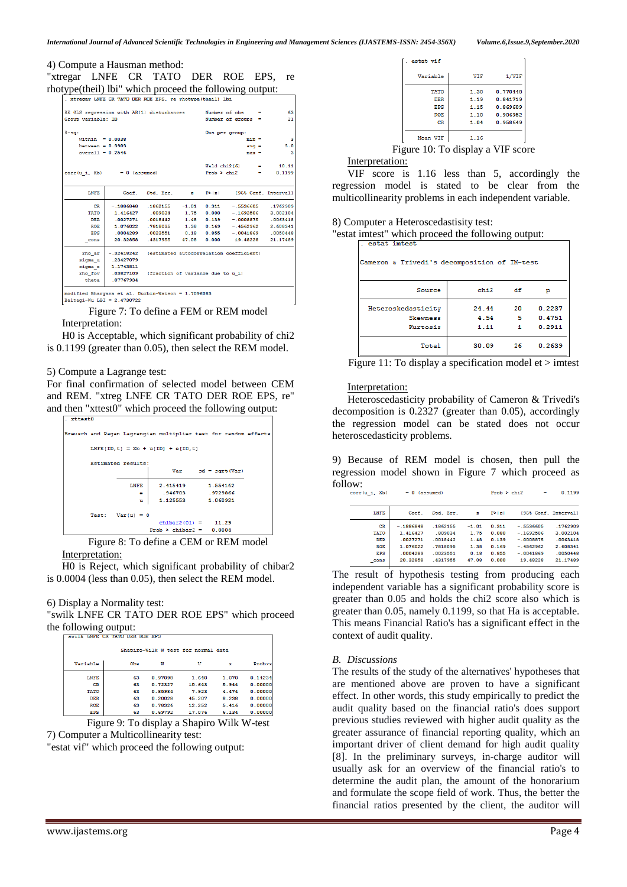4) Compute a Hausman method:

"xtregar LNFE CR TATO DER ROE EPS, re rhotype(theil) lbi" which proceed the following output:

```
. xtregar LNFE CR TATO DER ROE EPS, re rhotype(theil) lbi

RE GLS regression with AR(1) disturbances       Number of obs      =        63
Group variable: ID                              Number of groups   =        21

R-sq:                                           Obs per group:
     within  = 0.0038                                         min =          3
     between = 0.3903                                         avg =        3.0
     overall = 0.2646                                         max =          3

                                                Wald chi2(6)       =     10.11
corr(u_i, Xb)       = 0 (assumed)               Prob > chi2        =    0.1199

------------------------------------------------------------------------------
        LNFE |      Coef.   Std. Err.      z    P>|z|     [95% Conf. Interval]
-------------+----------------------------------------------------------------
          CR |  -.1886848   .1862155    -1.01   0.311    -.5536605    .1762909
        TATO |   1.416427    .809034     1.75   0.080    -.1692806    3.002104
         DER |   .0027271   .0018442     1.48   0.139    -.0008875    .0063418
         ROE |   1.076022   .7818095     1.38   0.169    -.4562962    2.608341
         EPS |   .0004289   .0023551     0.18   0.855    -.0041869    .0050448
       _cons |   20.32858   .4317955    47.08   0.000     19.48228    21.17489
-------------+----------------------------------------------------------------
      rho_ar |  -.32618242   (estimated autocorrelation coefficient)
     sigma_u |   .23427079
     sigma_e |   1.1743811
     rho_fov |   .03827109   (fraction of variance due to u_i)
       theta |   .07767934
------------------------------------------------------------------------------
modified Bhargava et al. Durbin-Watson = 1.7096083
Baltagi-Wu LBI = 2.4780722
```

Figure 7: To define a FEM or REM model

Interpretation:

H0 is Acceptable, which significant probability of chi2 is 0.1199 (greater than 0.05), then select the REM model.

5) Compute a Lagrange test:

For final confirmation of selected model between CEM and REM. "xtreg LNFE CR TATO DER ROE EPS, re" and then "xttest0" which proceed the following output:

```
. xttest0

Breusch and Pagan Lagrangian multiplier test for random effects

        LNFE[ID,t] = Xb + u[ID] + e[ID,t]

        Estimated results:
                         |       Var     sd = sqrt(Var)
                ---------+-----------------------------
                    LNFE |   2.415419       1.554162
                       e |    .946703       .9729866
                       u |   1.125553       1.060921

        Test:   Var(u) = 0
                             chibar2(01) =    11.29
                          Prob > chibar2 =   0.0004
```

Figure 8: To define a CEM or REM model

Interpretation:

H0 is Reject, which significant probability of chibar2 is 0.0004 (less than 0.05), then select the REM model.

6) Display a Normality test:

"swilk LNFE CR TATO DER ROE EPS" which proceed the following output:

```
. swilk LNFE CR TATO DER ROE EPS

                   Shapiro-Wilk W test for normal data

    Variable |        Obs       W           V         z       Prob>z
-------------+------------------------------------------------------
        LNFE |         63    0.97098      1.640     1.070    0.14234
          CR |         63    0.72327     15.643     5.944    0.00000
        TATO |         63    0.85984      7.923     4.474    0.00000
         DER |         63    0.20028     45.207     8.238    0.00000
         ROE |         63    0.78326     12.252     5.416    0.00000
         EPS |         63    0.69792     17.076     6.134    0.00000
```

Figure 9: To display a Shapiro Wilk W-test

7) Computer a Multicollinearity test:

"estat vif" which proceed the following output:

```
. estat vif

    Variable |       VIF       1/VIF
-------------+----------------------
        TATO |      1.30    0.770449
         DER |      1.19    0.841719
         EPS |      1.15    0.869609
         ROE |      1.10    0.906962
          CR |      1.04    0.958649
-------------+----------------------
    Mean VIF |      1.16
```

Figure 10: To display a VIF score

Interpretation:

VIF score is 1.16 less than 5, accordingly the regression model is stated to be clear from the multicollinearity problems in each independent variable.

8) Computer a Heteroscedastisity test:

"estat imtest" which proceed the following output:

```
. estat imtest

Cameron & Trivedi's decomposition of IM-test

---------------------------------------------------
              Source |       chi2     df      p
---------------------+-----------------------------
  Heteroskedasticity |      24.44     20    0.2237
            Skewness |       4.54      5    0.4751
            Kurtosis |       1.11      1    0.2911
---------------------+-----------------------------
               Total |      30.09     26    0.2639
---------------------------------------------------
```

Figure 11: To display a specification model et > imtest

Interpretation:

Heteroscedastisity probability of Cameron & Trivedi's decomposition is 0.2327 (greater than 0.05), accordingly the regression model can be stated does not occur heteroscedastisity problems.

9) Because of REM model is chosen, then pull the regression model shown in Figure 7 which proceed as follow:

```
corr(u_i, Xb)       = 0 (assumed)               Prob > chi2        =    0.1199

------------------------------------------------------------------------------
        LNFE |      Coef.   Std. Err.      z    P>|z|     [95% Conf. Interval]
-------------+----------------------------------------------------------------
          CR |  -.1886848   .1862155    -1.01   0.311    -.5536605    .1762909
        TATO |   1.416427    .809034     1.75   0.080    -.1692806    3.002104
         DER |   .0027271   .0018442     1.48   0.139    -.0008875    .0063418
         ROE |   1.076022   .7818095     1.38   0.169    -.4562962    2.608341
         EPS |   .0004289   .0023551     0.18   0.855    -.0041869    .0050448
       _cons |   20.32858   .4317955    47.08   0.000     19.48228    21.17489
```

The result of hypothesis testing from producing each independent variable has a significant probability score is greater than 0.05 and holds the chi2 score also which is greater than 0.05, namely 0.1199, so that Ha is acceptable. This means Financial Ratio's has a significant effect in the context of audit quality.

### *B. Discussions*

The results of the study of the alternatives' hypotheses that are mentioned above are proven to have a significant effect. In other words, this study empirically to predict the audit quality based on the financial ratio's does support previous studies reviewed with higher audit quality as the greater assurance of financial reporting quality, which an important driver of client demand for high audit quality [8]. In the preliminary surveys, in-charge auditor will usually ask for an overview of the financial ratio's to determine the audit plan, the amount of the honorarium and formulate the scope field of work. Thus, the better the financial ratios presented by the client, the auditor will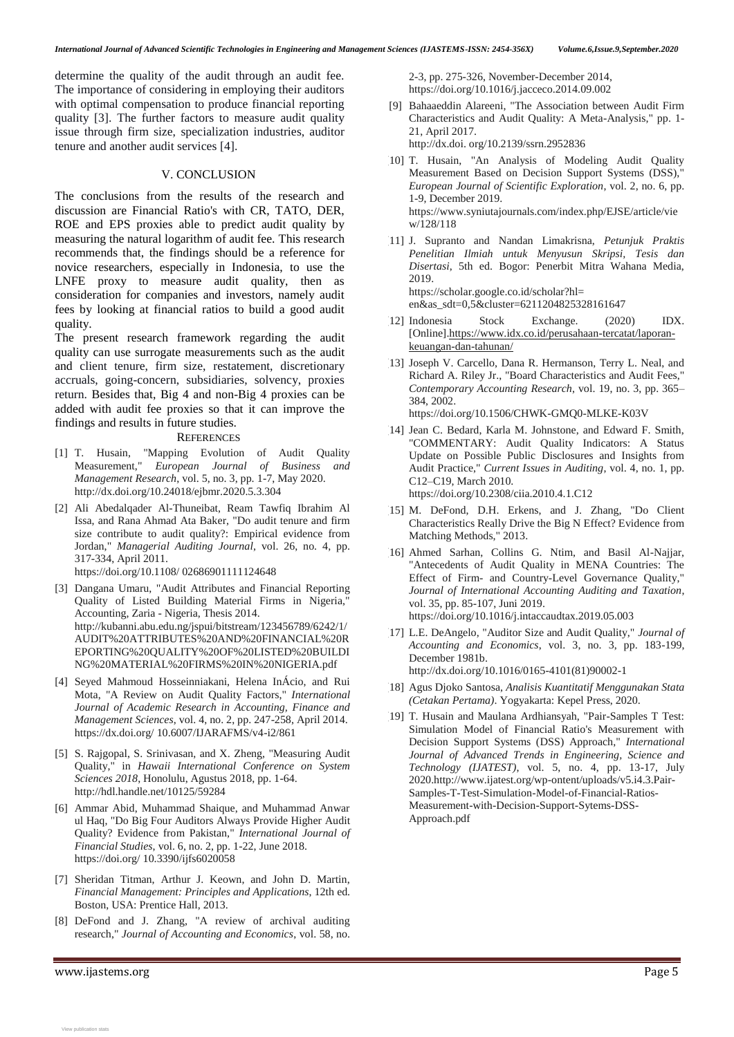determine the quality of the audit through an audit fee. The importance of considering in employing their auditors with optimal compensation to produce financial reporting quality [3]. The further factors to measure audit quality issue through firm size, specialization industries, auditor tenure and another audit services [4].

## V. CONCLUSION

The conclusions from the results of the research and discussion are Financial Ratio's with CR, TATO, DER, ROE and EPS proxies able to predict audit quality by measuring the natural logarithm of audit fee. This research recommends that, the findings should be a reference for novice researchers, especially in Indonesia, to use the LNFE proxy to measure audit quality, then as consideration for companies and investors, namely audit fees by looking at financial ratios to build a good audit quality.

The present research framework regarding the audit quality can use surrogate measurements such as the audit and client tenure, firm size, restatement, discretionary accruals, going-concern, subsidiaries, solvency, proxies return. Besides that, Big 4 and non-Big 4 proxies can be added with audit fee proxies so that it can improve the findings and results in future studies.

## REFERENCES

- [1] T. Husain, "Mapping Evolution of Audit Quality Measurement," *European Journal of Business and Management Research*, vol. 5, no. 3, pp. 1-7, May 2020. http://dx.doi.org/10.24018/ejbmr.2020.5.3.304
- [2] Ali Abedalqader Al-Thuneibat, Ream Tawfiq Ibrahim Al Issa, and Rana Ahmad Ata Baker, "Do audit tenure and firm size contribute to audit quality?: Empirical evidence from Jordan," *Managerial Auditing Journal*, vol. 26, no. 4, pp. 317-334, April 2011. https://doi.org/10.1108/ 02686901111124648
- [3] Dangana Umaru, "Audit Attributes and Financial Reporting Quality of Listed Building Material Firms in Nigeria," Accounting, Zaria - Nigeria, Thesis 2014. http://kubanni.abu.edu.ng/jspui/bitstream/123456789/6242/1/AUDIT%20ATTRIBUTES%20AND%20FINANCIAL%20REPORTING%20QUALITY%20OF%20LISTED%20BUILDING%20MATERIAL%20FIRMS%20IN%20NIGERIA.pdf
- [4] Seyed Mahmoud Hosseinniakani, Helena InÁcio, and Rui Mota, "A Review on Audit Quality Factors," *International Journal of Academic Research in Accounting, Finance and Management Sciences*, vol. 4, no. 2, pp. 247-258, April 2014. https://dx.doi.org/ 10.6007/IJARAFMS/v4-i2/861
- [5] S. Rajgopal, S. Srinivasan, and X. Zheng, "Measuring Audit Quality," in *Hawaii International Conference on System Sciences 2018*, Honolulu, Agustus 2018, pp. 1-64. http://hdl.handle.net/10125/59284
- [6] Ammar Abid, Muhammad Shaique, and Muhammad Anwar ul Haq, "Do Big Four Auditors Always Provide Higher Audit Quality? Evidence from Pakistan," *International Journal of Financial Studies*, vol. 6, no. 2, pp. 1-22, June 2018. https://doi.org/ 10.3390/ijfs6020058
- [7] Sheridan Titman, Arthur J. Keown, and John D. Martin, *Financial Management: Principles and Applications*, 12th ed. Boston, USA: Prentice Hall, 2013.
- [8] DeFond and J. Zhang, "A review of archival auditing research," *Journal of Accounting and Economics*, vol. 58, no. 2-3, pp. 275-326, November-December 2014, https://doi.org/10.1016/j.jacceco.2014.09.002
- [9] Bahaaeddin Alareeni, "The Association between Audit Firm Characteristics and Audit Quality: A Meta-Analysis," pp. 1-21, April 2017. http://dx.doi. org/10.2139/ssrn.2952836
- [10] T. Husain, "An Analysis of Modeling Audit Quality Measurement Based on Decision Support Systems (DSS)," *European Journal of Scientific Exploration*, vol. 2, no. 6, pp. 1-9, December 2019. https://www.syniutajournals.com/index.php/EJSE/article/view/128/118
- [11] J. Supranto and Nandan Limakrisna, *Petunjuk Praktis Penelitian Ilmiah untuk Menyusun Skripsi, Tesis dan Disertasi*, 5th ed. Bogor: Penerbit Mitra Wahana Media, 2019. https://scholar.google.co.id/scholar?hl=en&as_sdt=0,5&cluster=6211204825328161647
- [12] Indonesia Stock Exchange. (2020) IDX. [Online].https://www.idx.co.id/perusahaan-tercatat/laporan-keuangan-dan-tahunan/
- [13] Joseph V. Carcello, Dana R. Hermanson, Terry L. Neal, and Richard A. Riley Jr., "Board Characteristics and Audit Fees," *Contemporary Accounting Research*, vol. 19, no. 3, pp. 365–384, 2002. https://doi.org/10.1506/CHWK-GMQ0-MLKE-K03V
- [14] Jean C. Bedard, Karla M. Johnstone, and Edward F. Smith, "COMMENTARY: Audit Quality Indicators: A Status Update on Possible Public Disclosures and Insights from Audit Practice," *Current Issues in Auditing*, vol. 4, no. 1, pp. C12–C19, March 2010. https://doi.org/10.2308/ciia.2010.4.1.C12
- [15] M. DeFond, D.H. Erkens, and J. Zhang, "Do Client Characteristics Really Drive the Big N Effect? Evidence from Matching Methods," 2013.
- [16] Ahmed Sarhan, Collins G. Ntim, and Basil Al-Najjar, "Antecedents of Audit Quality in MENA Countries: The Effect of Firm- and Country-Level Governance Quality," *Journal of International Accounting Auditing and Taxation*, vol. 35, pp. 85-107, Juni 2019. https://doi.org/10.1016/j.intaccaudtax.2019.05.003
- [17] L.E. DeAngelo, "Auditor Size and Audit Quality," *Journal of Accounting and Economics*, vol. 3, no. 3, pp. 183-199, December 1981b. http://dx.doi.org/10.1016/0165-4101(81)90002-1
- [18] Agus Djoko Santosa, *Analisis Kuantitatif Menggunakan Stata (Cetakan Pertama)*. Yogyakarta: Kepel Press, 2020.
- [19] T. Husain and Maulana Ardhiansyah, "Pair-Samples T Test: Simulation Model of Financial Ratio's Measurement with Decision Support Systems (DSS) Approach," *International Journal of Advanced Trends in Engineering, Science and Technology (IJATEST)*, vol. 5, no. 4, pp. 13-17, July 2020.http://www.ijatest.org/wp-ontent/uploads/v5.i4.3.Pair-Samples-T-Test-Simulation-Model-of-Financial-Ratios-Measurement-with-Decision-Support-Sytems-DSS-Approach.pdf